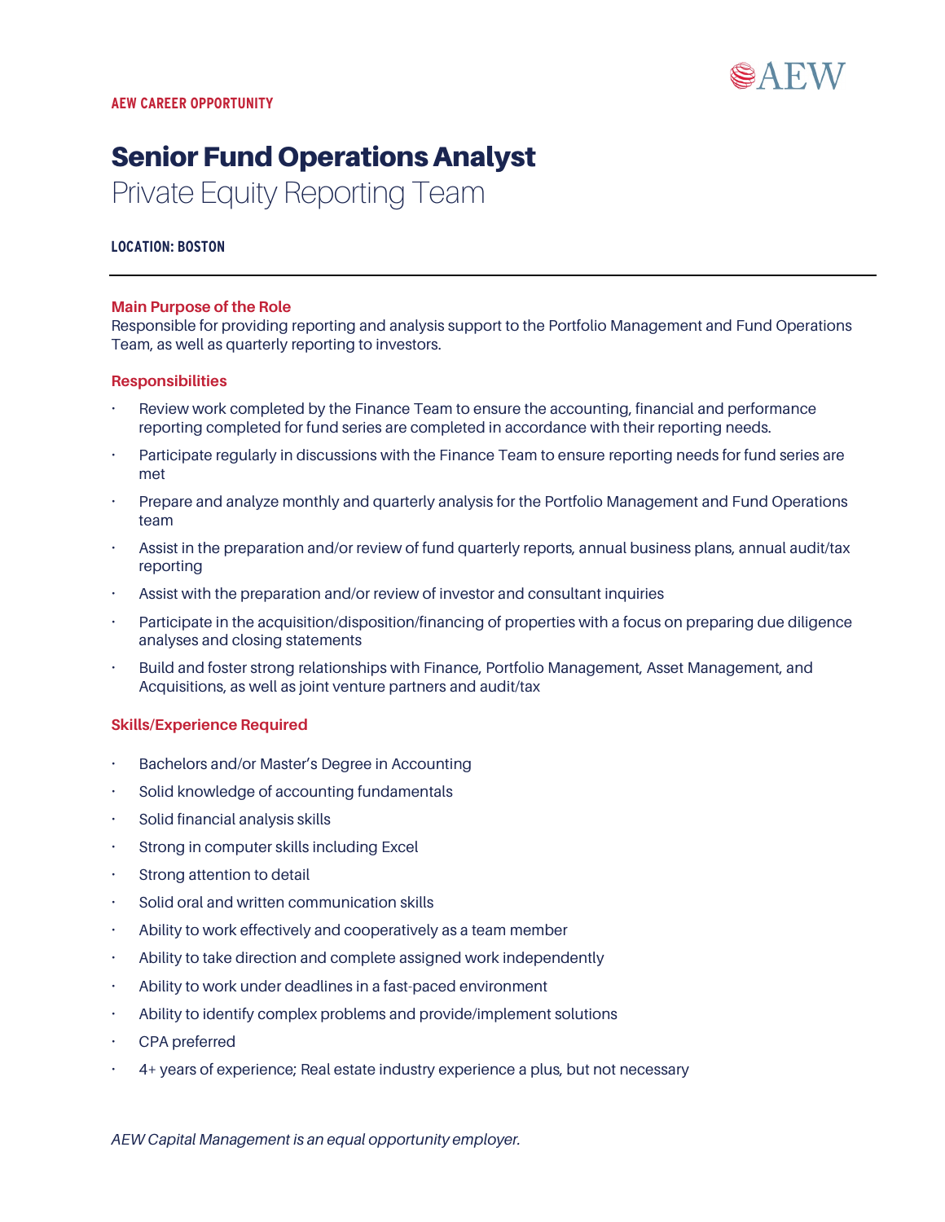AEW

**AEW CAREER OPPORTUNITY**

# Senior Fund Operations Analyst

## Private Equity Reporting Team

**LOCATION: BOSTON**

---

### Main Purpose of the Role

Responsible for providing reporting and analysis support to the Portfolio Management and Fund Operations Team, as well as quarterly reporting to investors.

### Responsibilities

- Review work completed by the Finance Team to ensure the accounting, financial and performance reporting completed for fund series are completed in accordance with their reporting needs.
- Participate regularly in discussions with the Finance Team to ensure reporting needs for fund series are met
- Prepare and analyze monthly and quarterly analysis for the Portfolio Management and Fund Operations team
- Assist in the preparation and/or review of fund quarterly reports, annual business plans, annual audit/tax reporting
- Assist with the preparation and/or review of investor and consultant inquiries
- Participate in the acquisition/disposition/financing of properties with a focus on preparing due diligence analyses and closing statements
- Build and foster strong relationships with Finance, Portfolio Management, Asset Management, and Acquisitions, as well as joint venture partners and audit/tax

### Skills/Experience Required

- Bachelors and/or Master's Degree in Accounting
- Solid knowledge of accounting fundamentals
- Solid financial analysis skills
- Strong in computer skills including Excel
- Strong attention to detail
- Solid oral and written communication skills
- Ability to work effectively and cooperatively as a team member
- Ability to take direction and complete assigned work independently
- Ability to work under deadlines in a fast-paced environment
- Ability to identify complex problems and provide/implement solutions
- CPA preferred
- 4+ years of experience; Real estate industry experience a plus, but not necessary

*AEW Capital Management is an equal opportunity employer.*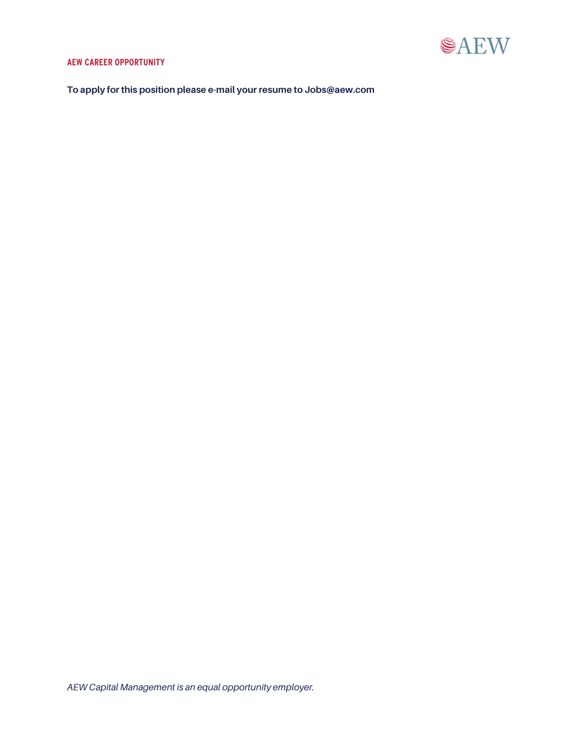**AEW CAREER OPPORTUNITY**

**To apply for this position please e-mail your resume to Jobs@aew.com**

*AEW Capital Management is an equal opportunity employer.*